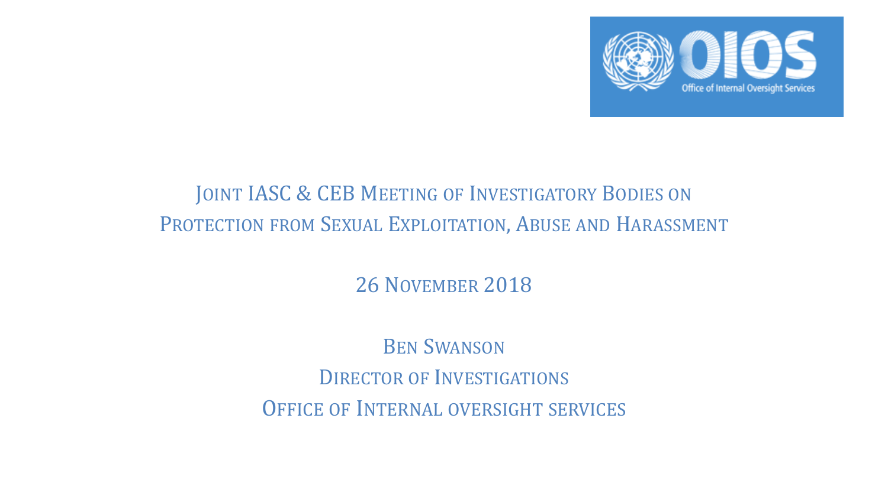# Joint IASC & CEB Meeting of Investigatory Bodies on Protection from Sexual Exploitation, Abuse and Harassment

26 November 2018

Ben Swanson

Director of Investigations

Office of Internal oversight services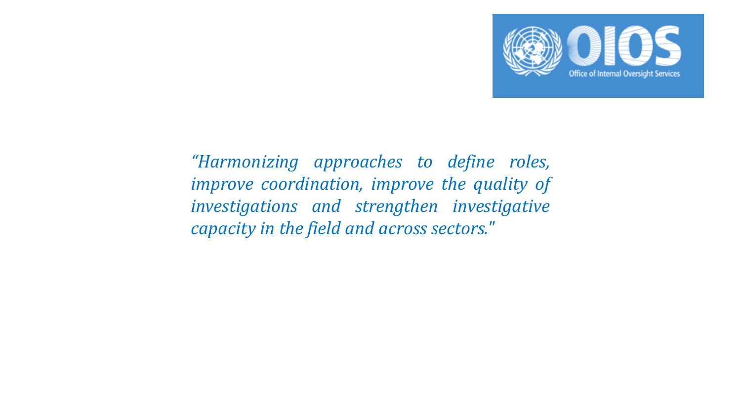*“Harmonizing approaches to define roles, improve coordination, improve the quality of investigations and strengthen investigative capacity in the field and across sectors."*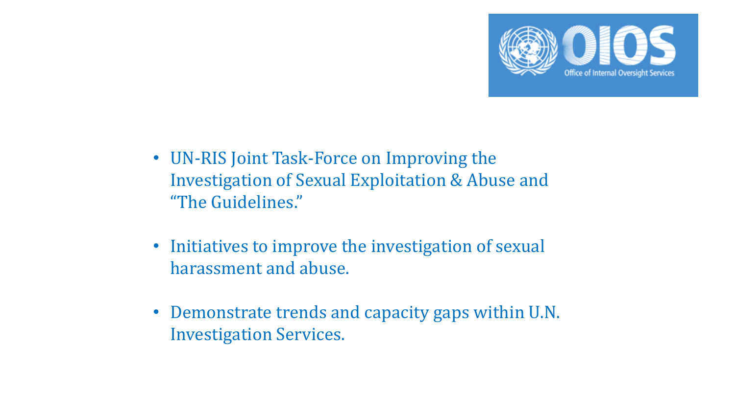- UN-RIS Joint Task-Force on Improving the Investigation of Sexual Exploitation & Abuse and "The Guidelines."

- Initiatives to improve the investigation of sexual harassment and abuse.

- Demonstrate trends and capacity gaps within U.N. Investigation Services.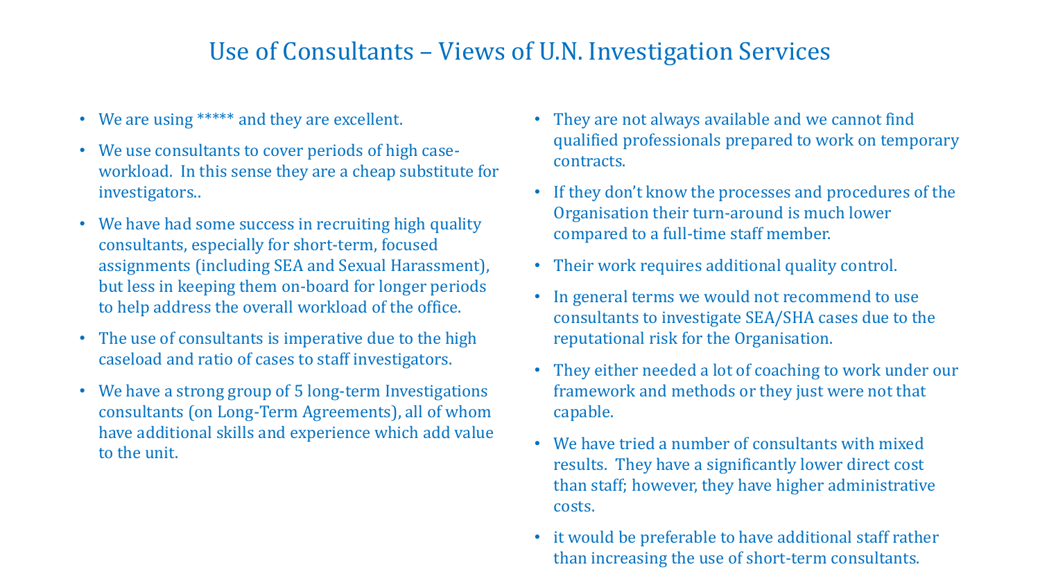# Use of Consultants – Views of U.N. Investigation Services

- We are using ***** and they are excellent.
- We use consultants to cover periods of high case-workload. In this sense they are a cheap substitute for investigators..
- We have had some success in recruiting high quality consultants, especially for short-term, focused assignments (including SEA and Sexual Harassment), but less in keeping them on-board for longer periods to help address the overall workload of the office.
- The use of consultants is imperative due to the high caseload and ratio of cases to staff investigators.
- We have a strong group of 5 long-term Investigations consultants (on Long-Term Agreements), all of whom have additional skills and experience which add value to the unit.
- They are not always available and we cannot find qualified professionals prepared to work on temporary contracts.
- If they don't know the processes and procedures of the Organisation their turn-around is much lower compared to a full-time staff member.
- Their work requires additional quality control.
- In general terms we would not recommend to use consultants to investigate SEA/SHA cases due to the reputational risk for the Organisation.
- They either needed a lot of coaching to work under our framework and methods or they just were not that capable.
- We have tried a number of consultants with mixed results. They have a significantly lower direct cost than staff; however, they have higher administrative costs.
- it would be preferable to have additional staff rather than increasing the use of short-term consultants.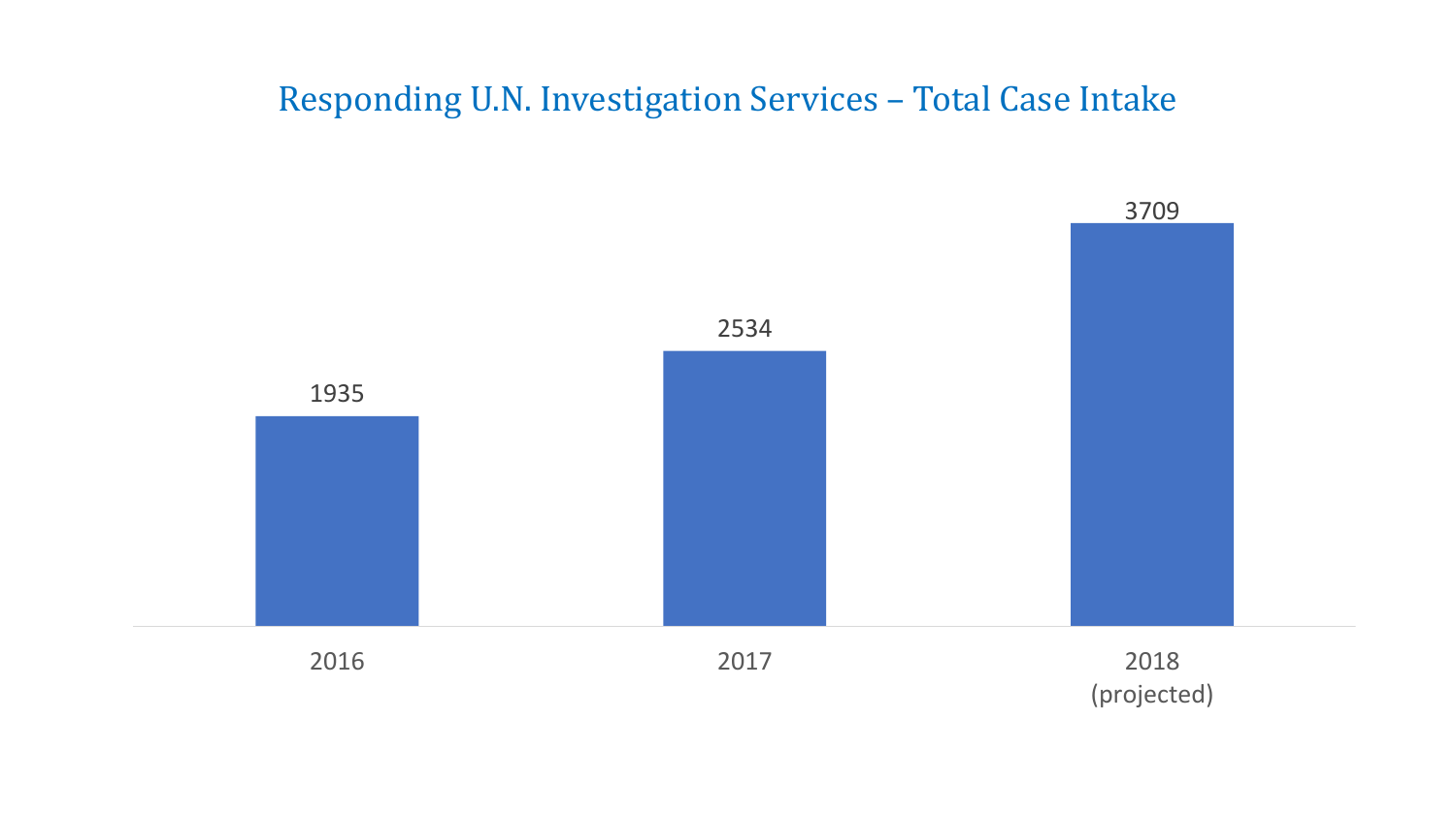## Responding U.N. Investigation Services – Total Case Intake

| Year | Total Case Intake |
| --- | --- |
| 2016 | 1935 |
| 2017 | 2534 |
| 2018 (projected) | 3709 |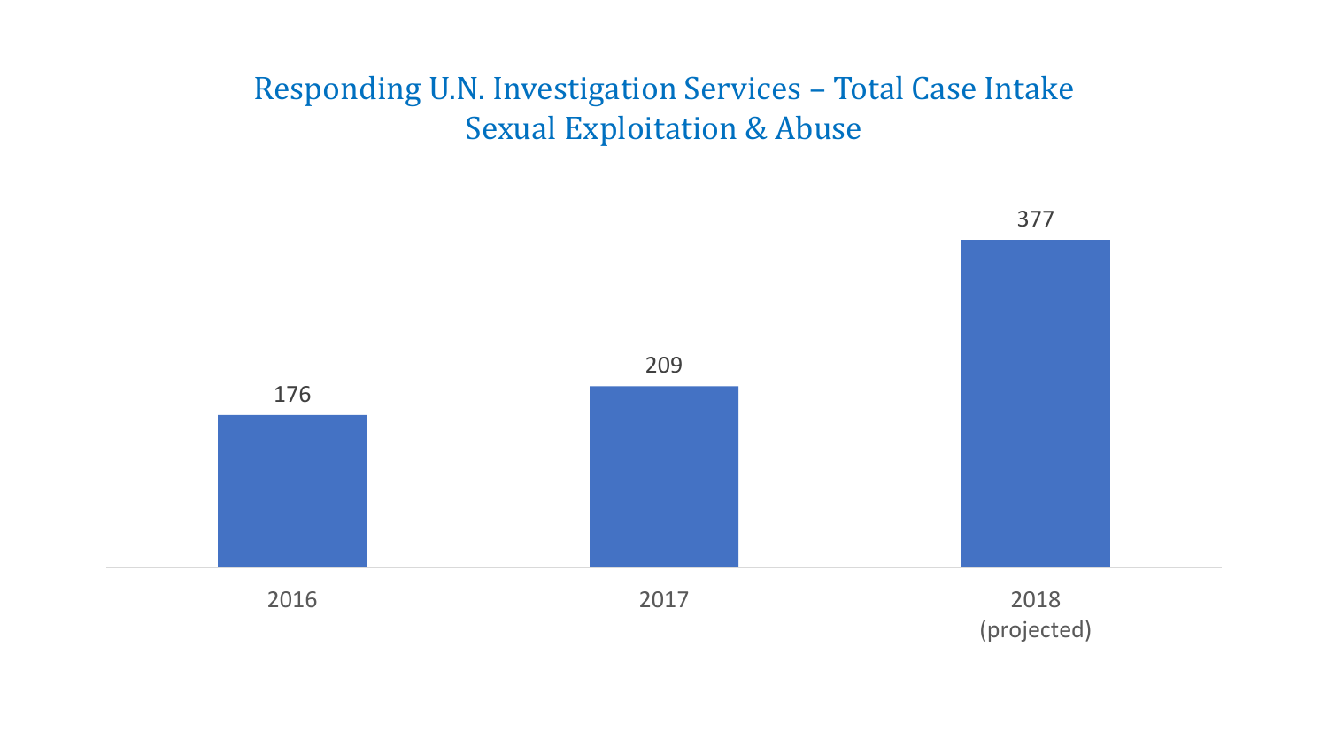## Responding U.N. Investigation Services – Total Case Intake
## Sexual Exploitation & Abuse

| Year | Total Case Intake |
| --- | --- |
| 2016 | 176 |
| 2017 | 209 |
| 2018 (projected) | 377 |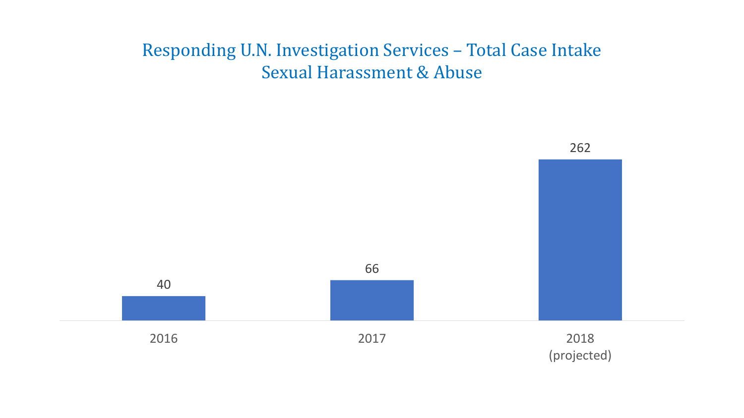# Responding U.N. Investigation Services – Total Case Intake
## Sexual Harassment & Abuse

| Year | Total Case Intake |
| --- | --- |
| 2016 | 40 |
| 2017 | 66 |
| 2018 (projected) | 262 |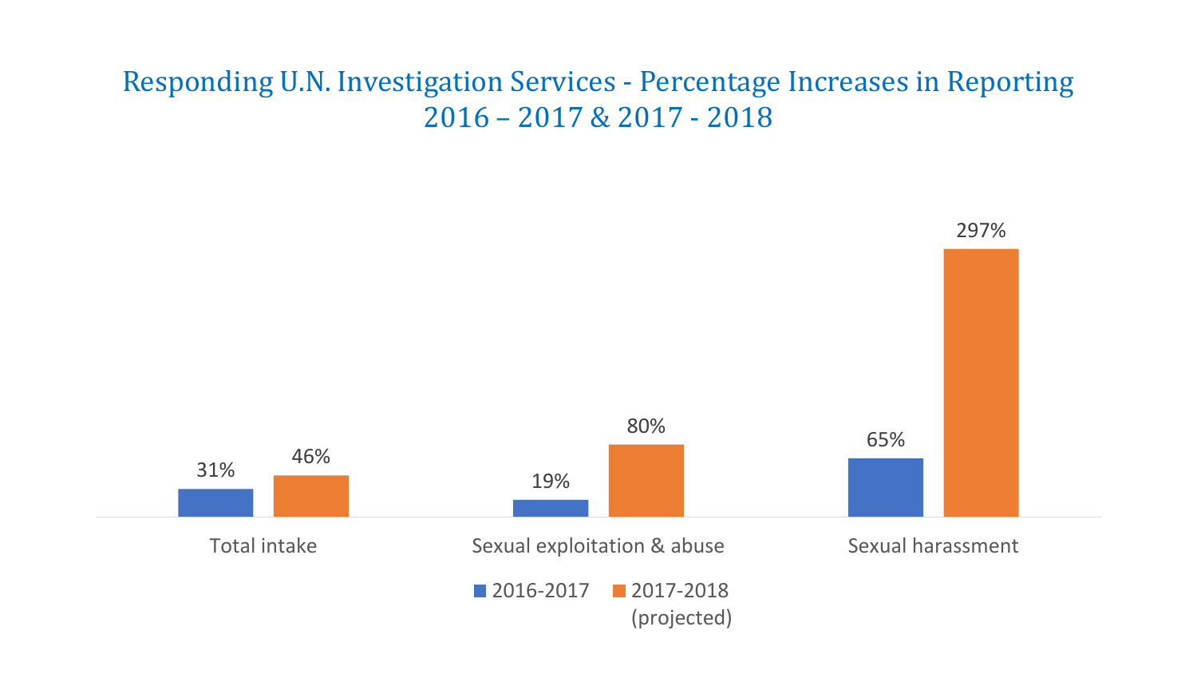# Responding U.N. Investigation Services - Percentage Increases in Reporting 2016 – 2017 & 2017 - 2018

| | 2016-2017 | 2017-2018 (projected) |
|---|---|---|
| Total intake | 31% | 46% |
| Sexual exploitation & abuse | 19% | 80% |
| Sexual harassment | 65% | 297% |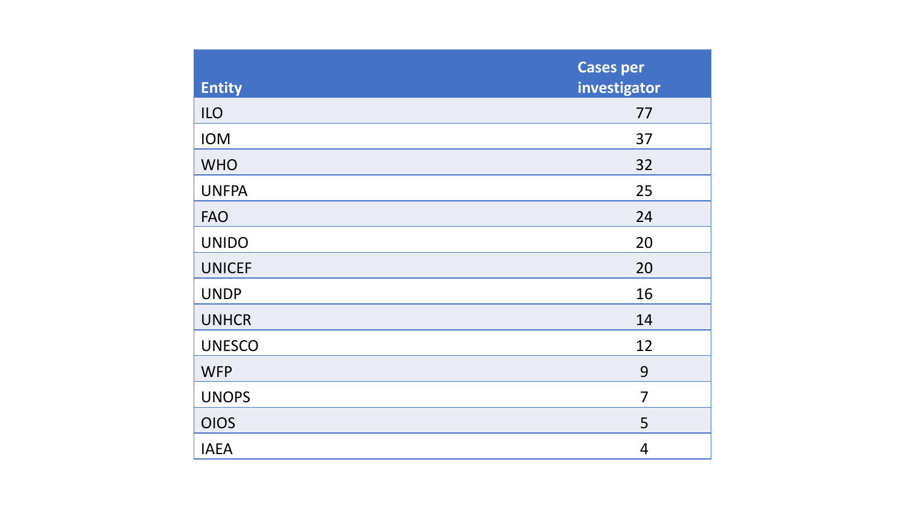| Entity | Cases per investigator |
| --- | --- |
| ILO | 77 |
| IOM | 37 |
| WHO | 32 |
| UNFPA | 25 |
| FAO | 24 |
| UNIDO | 20 |
| UNICEF | 20 |
| UNDP | 16 |
| UNHCR | 14 |
| UNESCO | 12 |
| WFP | 9 |
| UNOPS | 7 |
| OIOS | 5 |
| IAEA | 4 |